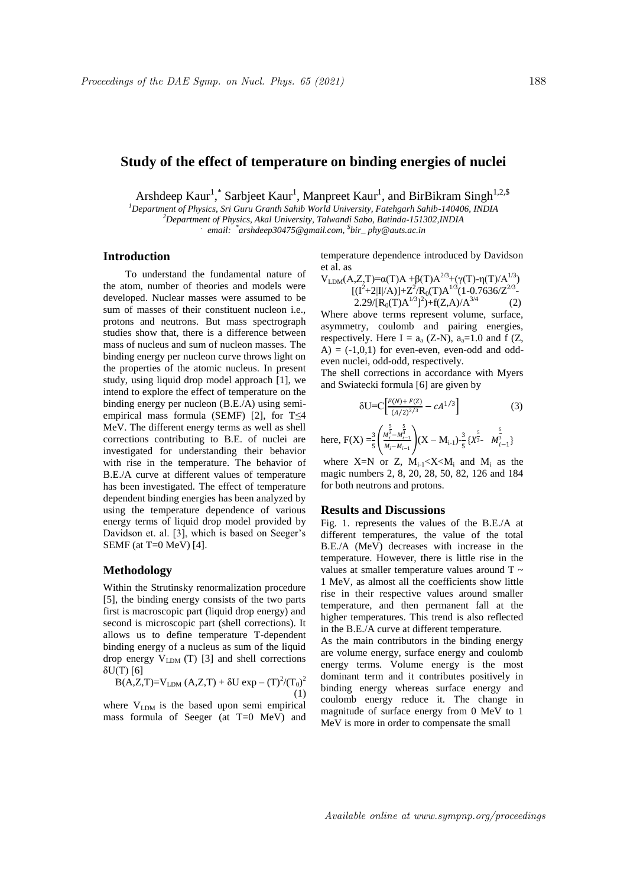# Study of the effect of temperature on binding energies of nuclei

Arshdeep Kaur[1,*] Sarbjeet Kaur[1], Manpreet Kaur[1], and BirBikram Singh[1,2,$]

[1]*Department of Physics, Sri Guru Granth Sahib World University, Fatehgarh Sahib-140406, INDIA*
[2]*Department of Physics, Akal University, Talwandi Sabo, Batinda-151302,INDIA*
*email: [*]arshdeep30475@gmail.com, [$]bir_ phy@auts.ac.in*

## Introduction

To understand the fundamental nature of the atom, number of theories and models were developed. Nuclear masses were assumed to be sum of masses of their constituent nucleon i.e., protons and neutrons. But mass spectrograph studies show that, there is a difference between mass of nucleus and sum of nucleon masses. The binding energy per nucleon curve throws light on the properties of the atomic nucleus. In present study, using liquid drop model approach [1], we intend to explore the effect of temperature on the binding energy per nucleon (B.E./A) using semi-empirical mass formula (SEMF) [2], for T≤4 MeV. The different energy terms as well as shell corrections contributing to B.E. of nuclei are investigated for understanding their behavior with rise in the temperature. The behavior of B.E./A curve at different values of temperature has been investigated. The effect of temperature dependent binding energies has been analyzed by using the temperature dependence of various energy terms of liquid drop model provided by Davidson et. al. [3], which is based on Seeger's SEMF (at T=0 MeV) [4].

## Methodology

Within the Strutinsky renormalization procedure [5], the binding energy consists of the two parts first is macroscopic part (liquid drop energy) and second is microscopic part (shell corrections). It allows us to define temperature T-dependent binding energy of a nucleus as sum of the liquid drop energy $V_{LDM}$ (T) [3] and shell corrections $\delta U(T)$ [6]

$$B(A,Z,T)=V_{LDM}(A,Z,T) + \delta U \exp - (T)^2/(T_0)^2 \qquad (1)$$

where $V_{LDM}$ is the based upon semi empirical mass formula of Seeger (at T=0 MeV) and temperature dependence introduced by Davidson et al. as

$$V_{LDM}(A,Z,T)=\alpha(T)A+\beta(T)A^{2/3}+(\gamma(T)-\eta(T)/A^{1/3})[(I^2+2|I|/A)]+Z^2/R_0(T)A^{1/3}(1-0.7636/Z^{2/3}-2.29/[R_0(T)A^{1/3}]^2)+f(Z,A)/A^{3/4} \qquad (2)$$

Where above terms represent volume, surface, asymmetry, coulomb and pairing energies, respectively. Here $I = a_a (Z-N)$, $a_a$=1.0 and f (Z, A) = (-1,0,1) for even-even, even-odd and odd-even nuclei, odd-odd, respectively.

The shell corrections in accordance with Myers and Swiatecki formula [6] are given by

$$\delta U=C\left[\frac{F(N)+F(Z)}{(A/2)^{2/3}}-cA^{1/3}\right] \qquad (3)$$

here, $F(X) =\frac{3}{5}\left(\frac{M_i^{\frac{5}{3}}-M_{i-1}^{\frac{5}{3}}}{M_i-M_{i-1}}\right)(X - M_{i-1})-\frac{3}{5}\{X^{\frac{5}{3}}- M_{i-1}^{\frac{5}{3}}\}$

where X=N or Z, $M_{i-1}<X<M_i$ and $M_i$ as the magic numbers 2, 8, 20, 28, 50, 82, 126 and 184 for both neutrons and protons.

## Results and Discussions

Fig. 1. represents the values of the B.E./A at different temperatures, the value of the total B.E./A (MeV) decreases with increase in the temperature. However, there is little rise in the values at smaller temperature values around T ~ 1 MeV, as almost all the coefficients show little rise in their respective values around smaller temperature, and then permanent fall at the higher temperatures. This trend is also reflected in the B.E./A curve at different temperature.

As the main contributors in the binding energy are volume energy, surface energy and coulomb energy terms. Volume energy is the most dominant term and it contributes positively in binding energy whereas surface energy and coulomb energy reduce it. The change in magnitude of surface energy from 0 MeV to 1 MeV is more in order to compensate the small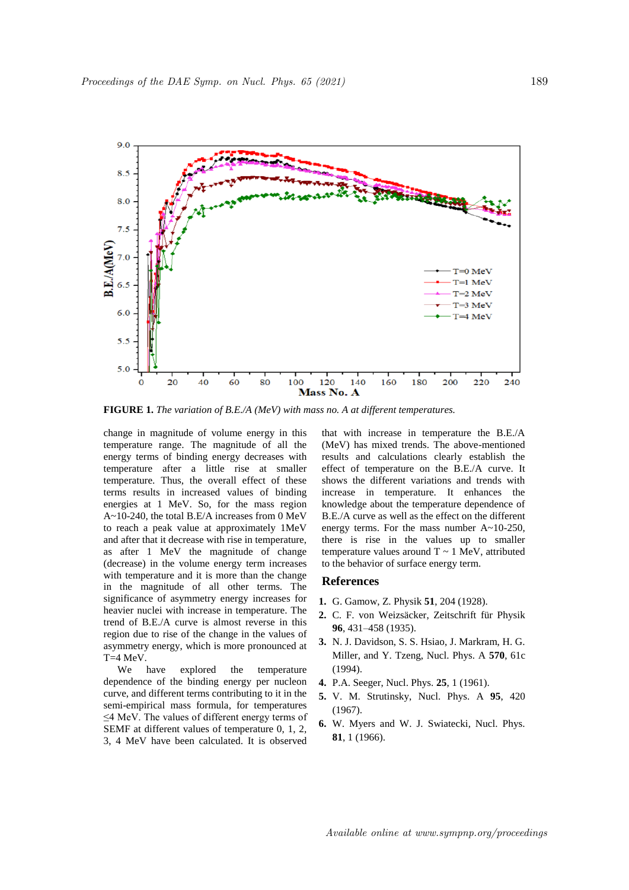9.0
8.5
8.0
7.5
7.0
6.5
6.0
5.5
5.0
B.E./A(MeV)
0
20
40
60
80
100
120
140
160
180
200
220
240
Mass No. A
T=0 MeV
T=1 MeV
T=2 MeV
T=3 MeV
T=4 MeV

**FIGURE 1.** *The variation of B.E./A (MeV) with mass no. A at different temperatures.*

change in magnitude of volume energy in this temperature range. The magnitude of all the energy terms of binding energy decreases with temperature after a little rise at smaller temperature. Thus, the overall effect of these terms results in increased values of binding energies at 1 MeV. So, for the mass region A~10-240, the total B.E/A increases from 0 MeV to reach a peak value at approximately 1MeV and after that it decrease with rise in temperature, as after 1 MeV the magnitude of change (decrease) in the volume energy term increases with temperature and it is more than the change in the magnitude of all other terms. The significance of asymmetry energy increases for heavier nuclei with increase in temperature. The trend of B.E./A curve is almost reverse in this region due to rise of the change in the values of asymmetry energy, which is more pronounced at T=4 MeV.

We have explored the temperature dependence of the binding energy per nucleon curve, and different terms contributing to it in the semi-empirical mass formula, for temperatures ≤4 MeV. The values of different energy terms of SEMF at different values of temperature 0, 1, 2, 3, 4 MeV have been calculated. It is observed that with increase in temperature the B.E./A (MeV) has mixed trends. The above-mentioned results and calculations clearly establish the effect of temperature on the B.E./A curve. It shows the different variations and trends with increase in temperature. It enhances the knowledge about the temperature dependence of B.E./A curve as well as the effect on the different energy terms. For the mass number A~10-250, there is rise in the values up to smaller temperature values around T ~ 1 MeV, attributed to the behavior of surface energy term.

## References

1. G. Gamow, Z. Physik **51**, 204 (1928).
2. C. F. von Weizsäcker, Zeitschrift für Physik **96**, 431–458 (1935).
3. N. J. Davidson, S. S. Hsiao, J. Markram, H. G. Miller, and Y. Tzeng, Nucl. Phys. A **570**, 61c (1994).
4. P.A. Seeger, Nucl. Phys. **25**, 1 (1961).
5. V. M. Strutinsky, Nucl. Phys. A **95**, 420 (1967).
6. W. Myers and W. J. Swiatecki, Nucl. Phys. **81**, 1 (1966).